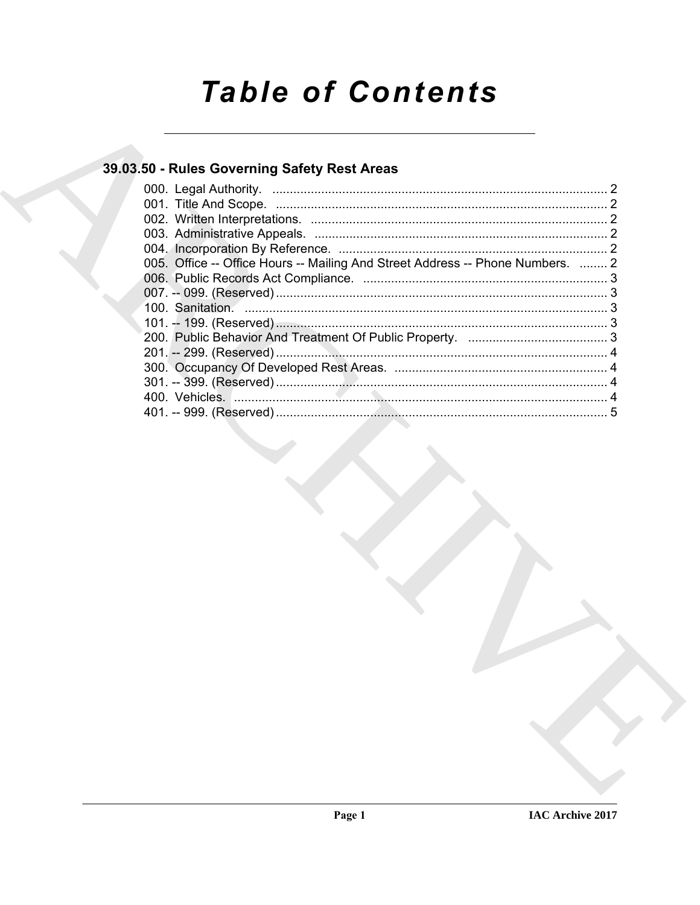# Table of Contents

## 39.03.50 - Rules Governing Safety Rest Areas

000. Legal Authority. ................................................................................................ 2
001. Title And Scope. ............................................................................................... 2
002. Written Interpretations. ..................................................................................... 2
003. Administrative Appeals. .................................................................................... 2
004. Incorporation By Reference. ............................................................................. 2
005. Office -- Office Hours -- Mailing And Street Address -- Phone Numbers. ........ 2
006. Public Records Act Compliance. ...................................................................... 3
007. -- 099. (Reserved) ............................................................................................... 3
100. Sanitation. ........................................................................................................ 3
101. -- 199. (Reserved) ............................................................................................... 3
200. Public Behavior And Treatment Of Public Property. ........................................ 3
201. -- 299. (Reserved) ............................................................................................... 4
300. Occupancy Of Developed Rest Areas. ............................................................. 4
301. -- 399. (Reserved) ............................................................................................... 4
400. Vehicles. .......................................................................................................... 4
401. -- 999. (Reserved) ............................................................................................... 5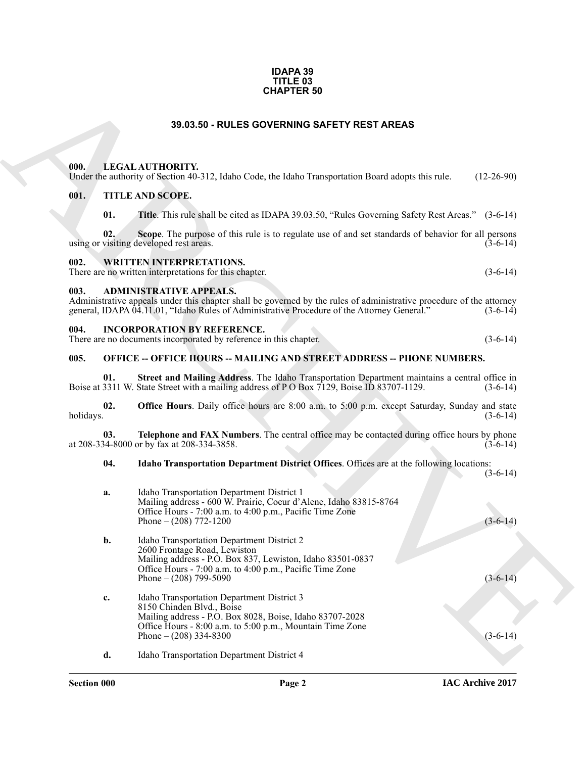**IDAPA 39**
**TITLE 03**
**CHAPTER 50**

# 39.03.50 - RULES GOVERNING SAFETY REST AREAS

## 000. LEGAL AUTHORITY.

Under the authority of Section 40-312, Idaho Code, the Idaho Transportation Board adopts this rule. (12-26-90)

## 001. TITLE AND SCOPE.

**01. Title**. This rule shall be cited as IDAPA 39.03.50, "Rules Governing Safety Rest Areas." (3-6-14)

**02. Scope**. The purpose of this rule is to regulate use of and set standards of behavior for all persons using or visiting developed rest areas. (3-6-14)

## 002. WRITTEN INTERPRETATIONS.

There are no written interpretations for this chapter. (3-6-14)

## 003. ADMINISTRATIVE APPEALS.

Administrative appeals under this chapter shall be governed by the rules of administrative procedure of the attorney general, IDAPA 04.11.01, "Idaho Rules of Administrative Procedure of the Attorney General." (3-6-14)

## 004. INCORPORATION BY REFERENCE.

There are no documents incorporated by reference in this chapter. (3-6-14)

## 005. OFFICE -- OFFICE HOURS -- MAILING AND STREET ADDRESS -- PHONE NUMBERS.

**01. Street and Mailing Address**. The Idaho Transportation Department maintains a central office in Boise at 3311 W. State Street with a mailing address of P O Box 7129, Boise ID 83707-1129. (3-6-14)

**02. Office Hours**. Daily office hours are 8:00 a.m. to 5:00 p.m. except Saturday, Sunday and state holidays. (3-6-14)

**03. Telephone and FAX Numbers**. The central office may be contacted during office hours by phone at 208-334-8000 or by fax at 208-334-3858. (3-6-14)

**04. Idaho Transportation Department District Offices**. Offices are at the following locations: (3-6-14)

**a.** Idaho Transportation Department District 1
Mailing address - 600 W. Prairie, Coeur d'Alene, Idaho 83815-8764
Office Hours - 7:00 a.m. to 4:00 p.m., Pacific Time Zone
Phone – (208) 772-1200 (3-6-14)

**b.** Idaho Transportation Department District 2
2600 Frontage Road, Lewiston
Mailing address - P.O. Box 837, Lewiston, Idaho 83501-0837
Office Hours - 7:00 a.m. to 4:00 p.m., Pacific Time Zone
Phone – (208) 799-5090 (3-6-14)

**c.** Idaho Transportation Department District 3
8150 Chinden Blvd., Boise
Mailing address - P.O. Box 8028, Boise, Idaho 83707-2028
Office Hours - 8:00 a.m. to 5:00 p.m., Mountain Time Zone
Phone – (208) 334-8300 (3-6-14)

**d.** Idaho Transportation Department District 4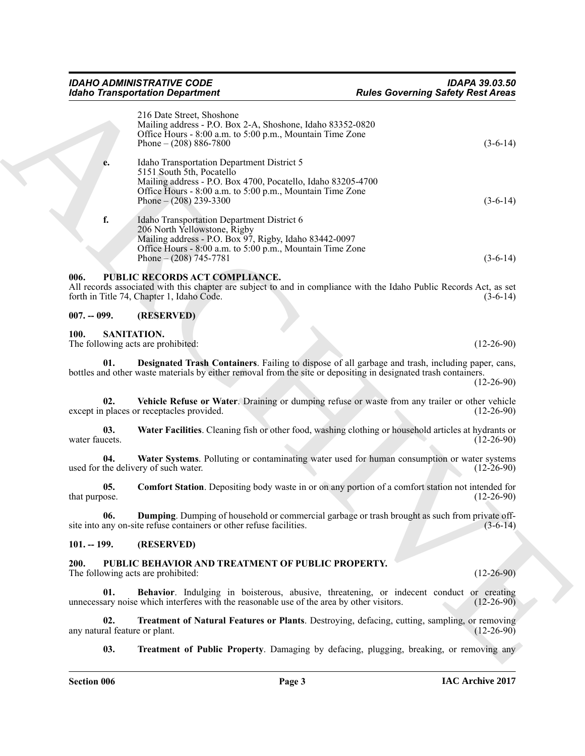216 Date Street, Shoshone
Mailing address - P.O. Box 2-A, Shoshone, Idaho 83352-0820
Office Hours - 8:00 a.m. to 5:00 p.m., Mountain Time Zone
Phone – (208) 886-7800 (3-6-14)

**e.** Idaho Transportation Department District 5
5151 South 5th, Pocatello
Mailing address - P.O. Box 4700, Pocatello, Idaho 83205-4700
Office Hours - 8:00 a.m. to 5:00 p.m., Mountain Time Zone
Phone – (208) 239-3300 (3-6-14)

**f.** Idaho Transportation Department District 6
206 North Yellowstone, Rigby
Mailing address - P.O. Box 97, Rigby, Idaho 83442-0097
Office Hours - 8:00 a.m. to 5:00 p.m., Mountain Time Zone
Phone – (208) 745-7781 (3-6-14)

## 006. PUBLIC RECORDS ACT COMPLIANCE.

All records associated with this chapter are subject to and in compliance with the Idaho Public Records Act, as set forth in Title 74, Chapter 1, Idaho Code. (3-6-14)

## 007. -- 099. (RESERVED)

## 100. SANITATION.

The following acts are prohibited: (12-26-90)

**01. Designated Trash Containers**. Failing to dispose of all garbage and trash, including paper, cans, bottles and other waste materials by either removal from the site or depositing in designated trash containers. (12-26-90)

**02. Vehicle Refuse or Water**. Draining or dumping refuse or waste from any trailer or other vehicle except in places or receptacles provided. (12-26-90)

**03. Water Facilities**. Cleaning fish or other food, washing clothing or household articles at hydrants or water faucets. (12-26-90)

**04. Water Systems**. Polluting or contaminating water used for human consumption or water systems used for the delivery of such water. (12-26-90)

**05. Comfort Station**. Depositing body waste in or on any portion of a comfort station not intended for that purpose. (12-26-90)

**06. Dumping**. Dumping of household or commercial garbage or trash brought as such from private off-site into any on-site refuse containers or other refuse facilities. (3-6-14)

## 101. -- 199. (RESERVED)

## 200. PUBLIC BEHAVIOR AND TREATMENT OF PUBLIC PROPERTY.

The following acts are prohibited: (12-26-90)

**01. Behavior**. Indulging in boisterous, abusive, threatening, or indecent conduct or creating unnecessary noise which interferes with the reasonable use of the area by other visitors. (12-26-90)

**02. Treatment of Natural Features or Plants**. Destroying, defacing, cutting, sampling, or removing any natural feature or plant. (12-26-90)

**03. Treatment of Public Property**. Damaging by defacing, plugging, breaking, or removing any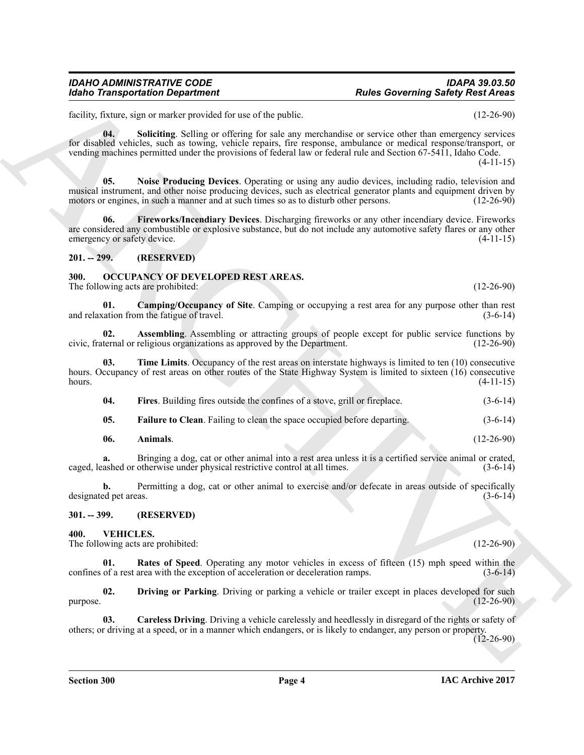facility, fixture, sign or marker provided for use of the public. (12-26-90)

**04. Soliciting**. Selling or offering for sale any merchandise or service other than emergency services for disabled vehicles, such as towing, vehicle repairs, fire response, ambulance or medical response/transport, or vending machines permitted under the provisions of federal law or federal rule and Section 67-5411, Idaho Code. (4-11-15)

**05. Noise Producing Devices**. Operating or using any audio devices, including radio, television and musical instrument, and other noise producing devices, such as electrical generator plants and equipment driven by motors or engines, in such a manner and at such times so as to disturb other persons. (12-26-90)

**06. Fireworks/Incendiary Devices**. Discharging fireworks or any other incendiary device. Fireworks are considered any combustible or explosive substance, but do not include any automotive safety flares or any other emergency or safety device. (4-11-15)

## 201. -- 299. (RESERVED)

## 300. OCCUPANCY OF DEVELOPED REST AREAS.

The following acts are prohibited: (12-26-90)

**01. Camping/Occupancy of Site**. Camping or occupying a rest area for any purpose other than rest and relaxation from the fatigue of travel. (3-6-14)

**02. Assembling**. Assembling or attracting groups of people except for public service functions by civic, fraternal or religious organizations as approved by the Department. (12-26-90)

**03. Time Limits**. Occupancy of the rest areas on interstate highways is limited to ten (10) consecutive hours. Occupancy of rest areas on other routes of the State Highway System is limited to sixteen (16) consecutive hours. (4-11-15)

**04. Fires**. Building fires outside the confines of a stove, grill or fireplace. (3-6-14)

**05. Failure to Clean**. Failing to clean the space occupied before departing. (3-6-14)

**06. Animals**. (12-26-90)

**a.** Bringing a dog, cat or other animal into a rest area unless it is a certified service animal or crated, caged, leashed or otherwise under physical restrictive control at all times. (3-6-14)

**b.** Permitting a dog, cat or other animal to exercise and/or defecate in areas outside of specifically designated pet areas. (3-6-14)

## 301. -- 399. (RESERVED)

## 400. VEHICLES.

The following acts are prohibited: (12-26-90)

**01. Rates of Speed**. Operating any motor vehicles in excess of fifteen (15) mph speed within the confines of a rest area with the exception of acceleration or deceleration ramps. (3-6-14)

**02. Driving or Parking**. Driving or parking a vehicle or trailer except in places developed for such purpose. (12-26-90)

**03. Careless Driving**. Driving a vehicle carelessly and heedlessly in disregard of the rights or safety of others; or driving at a speed, or in a manner which endangers, or is likely to endanger, any person or property. (12-26-90)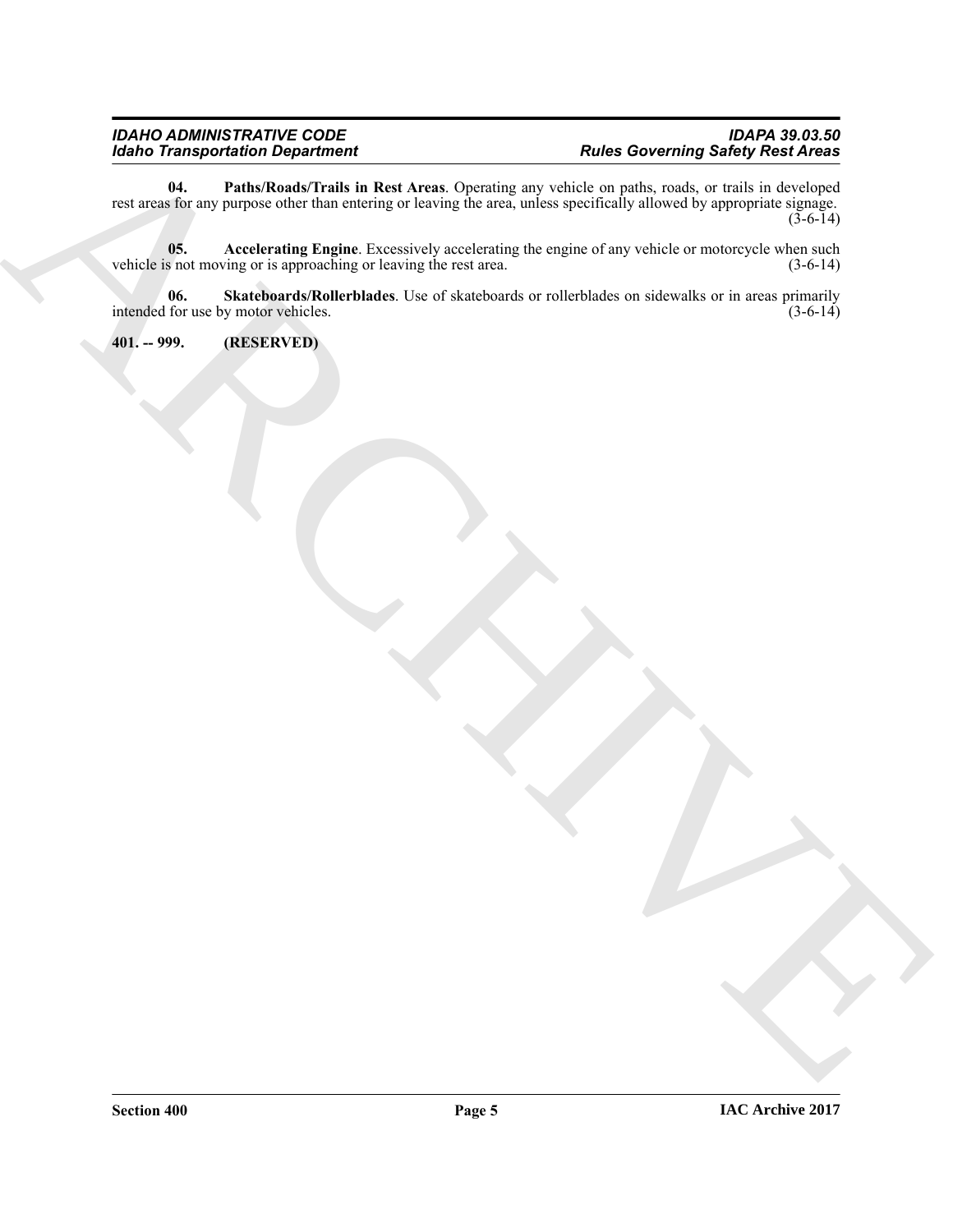**04. Paths/Roads/Trails in Rest Areas**. Operating any vehicle on paths, roads, or trails in developed rest areas for any purpose other than entering or leaving the area, unless specifically allowed by appropriate signage. (3-6-14)

**05. Accelerating Engine**. Excessively accelerating the engine of any vehicle or motorcycle when such vehicle is not moving or is approaching or leaving the rest area. (3-6-14)

**06. Skateboards/Rollerblades**. Use of skateboards or rollerblades on sidewalks or in areas primarily intended for use by motor vehicles. (3-6-14)

**401. -- 999. (RESERVED)**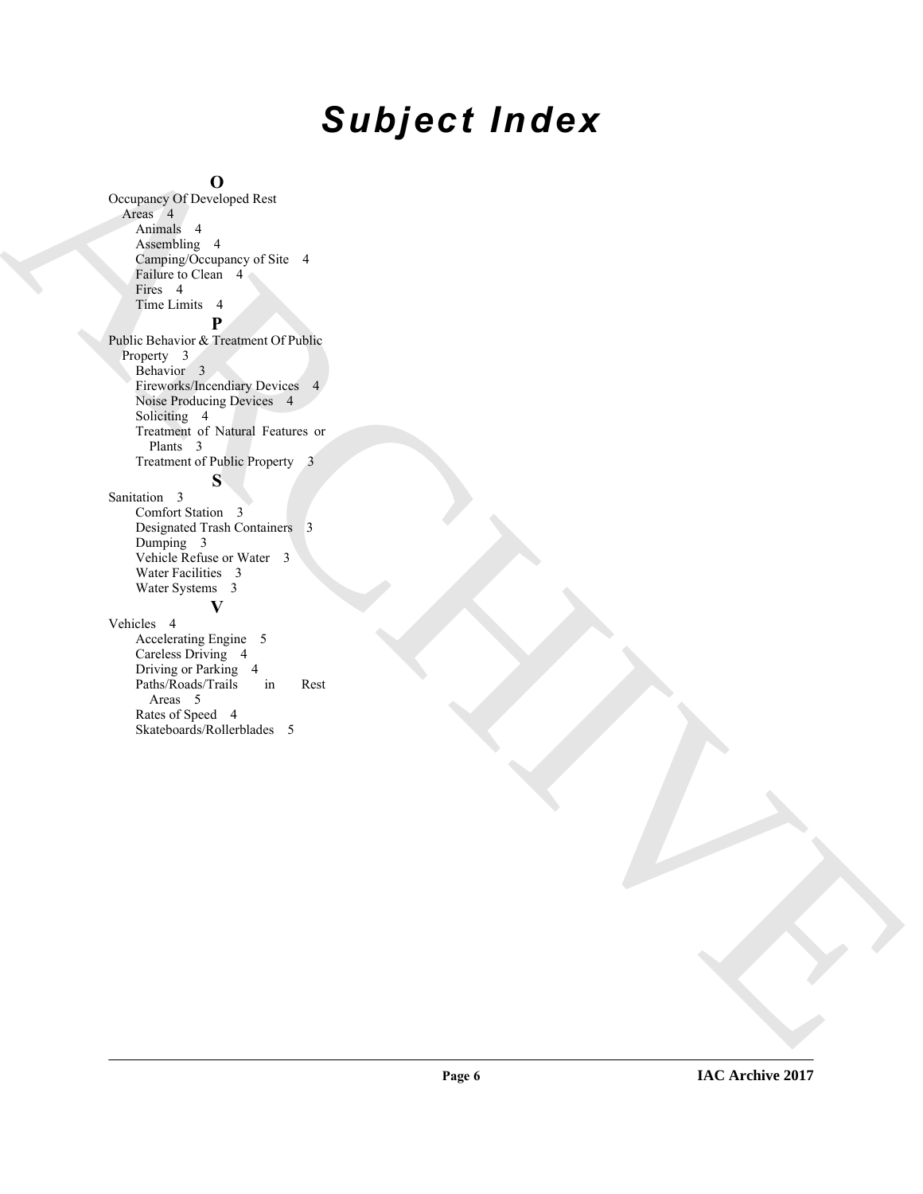# *Subject Index*

**O**

Occupancy Of Developed Rest Areas 4
- Animals 4
- Assembling 4
- Camping/Occupancy of Site 4
- Failure to Clean 4
- Fires 4
- Time Limits 4

**P**

Public Behavior & Treatment Of Public Property 3
- Behavior 3
- Fireworks/Incendiary Devices 4
- Noise Producing Devices 4
- Soliciting 4
- Treatment of Natural Features or Plants 3
- Treatment of Public Property 3

**S**

Sanitation 3
- Comfort Station 3
- Designated Trash Containers 3
- Dumping 3
- Vehicle Refuse or Water 3
- Water Facilities 3
- Water Systems 3

**V**

Vehicles 4
- Accelerating Engine 5
- Careless Driving 4
- Driving or Parking 4
- Paths/Roads/Trails in Rest Areas 5
- Rates of Speed 4
- Skateboards/Rollerblades 5